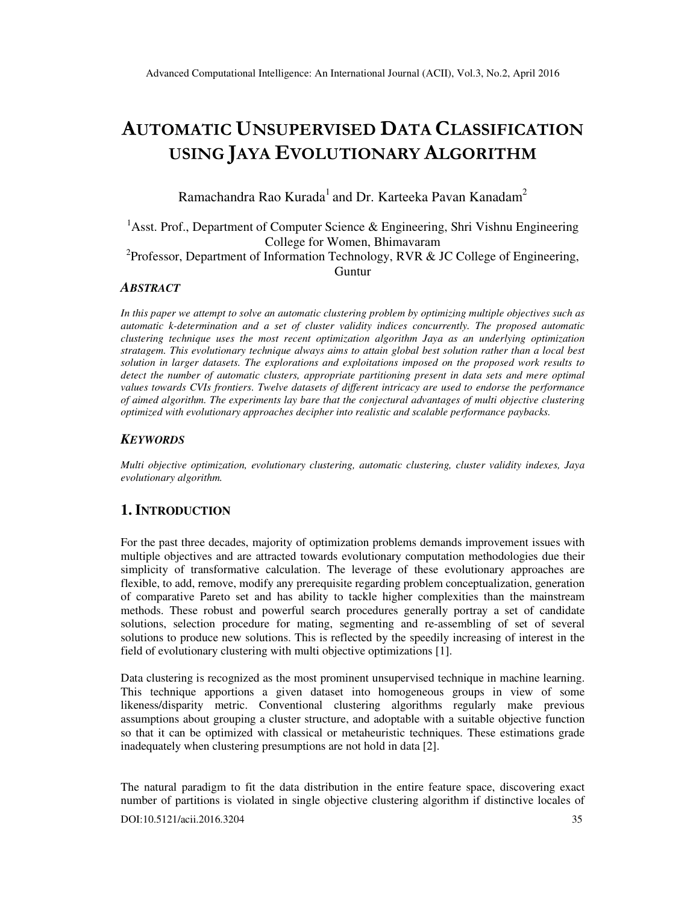# AUTOMATIC UNSUPERVISED DATA CLASSIFICATION USING JAYA EVOLUTIONARY ALGORITHM

Ramachandra Rao Kurada[1] and Dr. Karteeka Pavan Kanadam[2]

[1]Asst. Prof., Department of Computer Science & Engineering, Shri Vishnu Engineering College for Women, Bhimavaram

[2]Professor, Department of Information Technology, RVR & JC College of Engineering, Guntur

## *ABSTRACT*

*In this paper we attempt to solve an automatic clustering problem by optimizing multiple objectives such as automatic k-determination and a set of cluster validity indices concurrently. The proposed automatic clustering technique uses the most recent optimization algorithm Jaya as an underlying optimization stratagem. This evolutionary technique always aims to attain global best solution rather than a local best solution in larger datasets. The explorations and exploitations imposed on the proposed work results to detect the number of automatic clusters, appropriate partitioning present in data sets and mere optimal values towards CVIs frontiers. Twelve datasets of different intricacy are used to endorse the performance of aimed algorithm. The experiments lay bare that the conjectural advantages of multi objective clustering optimized with evolutionary approaches decipher into realistic and scalable performance paybacks.*

## *KEYWORDS*

*Multi objective optimization, evolutionary clustering, automatic clustering, cluster validity indexes, Jaya evolutionary algorithm.*

## 1. INTRODUCTION

For the past three decades, majority of optimization problems demands improvement issues with multiple objectives and are attracted towards evolutionary computation methodologies due their simplicity of transformative calculation. The leverage of these evolutionary approaches are flexible, to add, remove, modify any prerequisite regarding problem conceptualization, generation of comparative Pareto set and has ability to tackle higher complexities than the mainstream methods. These robust and powerful search procedures generally portray a set of candidate solutions, selection procedure for mating, segmenting and re-assembling of set of several solutions to produce new solutions. This is reflected by the speedily increasing of interest in the field of evolutionary clustering with multi objective optimizations [1].

Data clustering is recognized as the most prominent unsupervised technique in machine learning. This technique apportions a given dataset into homogeneous groups in view of some likeness/disparity metric. Conventional clustering algorithms regularly make previous assumptions about grouping a cluster structure, and adoptable with a suitable objective function so that it can be optimized with classical or metaheuristic techniques. These estimations grade inadequately when clustering presumptions are not hold in data [2].

The natural paradigm to fit the data distribution in the entire feature space, discovering exact number of partitions is violated in single objective clustering algorithm if distinctive locales of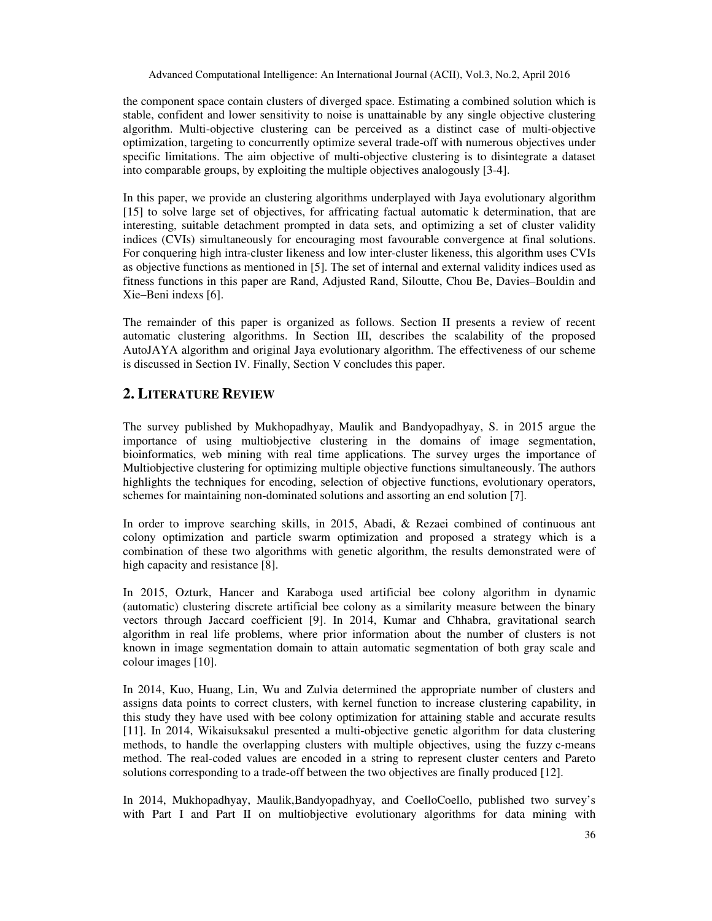the component space contain clusters of diverged space. Estimating a combined solution which is stable, confident and lower sensitivity to noise is unattainable by any single objective clustering algorithm. Multi-objective clustering can be perceived as a distinct case of multi-objective optimization, targeting to concurrently optimize several trade-off with numerous objectives under specific limitations. The aim objective of multi-objective clustering is to disintegrate a dataset into comparable groups, by exploiting the multiple objectives analogously [3-4].

In this paper, we provide an clustering algorithms underplayed with Jaya evolutionary algorithm [15] to solve large set of objectives, for affricating factual automatic k determination, that are interesting, suitable detachment prompted in data sets, and optimizing a set of cluster validity indices (CVIs) simultaneously for encouraging most favourable convergence at final solutions. For conquering high intra-cluster likeness and low inter-cluster likeness, this algorithm uses CVIs as objective functions as mentioned in [5]. The set of internal and external validity indices used as fitness functions in this paper are Rand, Adjusted Rand, Siloutte, Chou Be, Davies–Bouldin and Xie–Beni indexs [6].

The remainder of this paper is organized as follows. Section II presents a review of recent automatic clustering algorithms. In Section III, describes the scalability of the proposed AutoJAYA algorithm and original Jaya evolutionary algorithm. The effectiveness of our scheme is discussed in Section IV. Finally, Section V concludes this paper.

## 2. LITERATURE REVIEW

The survey published by Mukhopadhyay, Maulik and Bandyopadhyay, S. in 2015 argue the importance of using multiobjective clustering in the domains of image segmentation, bioinformatics, web mining with real time applications. The survey urges the importance of Multiobjective clustering for optimizing multiple objective functions simultaneously. The authors highlights the techniques for encoding, selection of objective functions, evolutionary operators, schemes for maintaining non-dominated solutions and assorting an end solution [7].

In order to improve searching skills, in 2015, Abadi, & Rezaei combined of continuous ant colony optimization and particle swarm optimization and proposed a strategy which is a combination of these two algorithms with genetic algorithm, the results demonstrated were of high capacity and resistance [8].

In 2015, Ozturk, Hancer and Karaboga used artificial bee colony algorithm in dynamic (automatic) clustering discrete artificial bee colony as a similarity measure between the binary vectors through Jaccard coefficient [9]. In 2014, Kumar and Chhabra, gravitational search algorithm in real life problems, where prior information about the number of clusters is not known in image segmentation domain to attain automatic segmentation of both gray scale and colour images [10].

In 2014, Kuo, Huang, Lin, Wu and Zulvia determined the appropriate number of clusters and assigns data points to correct clusters, with kernel function to increase clustering capability, in this study they have used with bee colony optimization for attaining stable and accurate results [11]. In 2014, Wikaisuksakul presented a multi-objective genetic algorithm for data clustering methods, to handle the overlapping clusters with multiple objectives, using the fuzzy c-means method. The real-coded values are encoded in a string to represent cluster centers and Pareto solutions corresponding to a trade-off between the two objectives are finally produced [12].

In 2014, Mukhopadhyay, Maulik,Bandyopadhyay, and CoelloCoello, published two survey's with Part I and Part II on multiobjective evolutionary algorithms for data mining with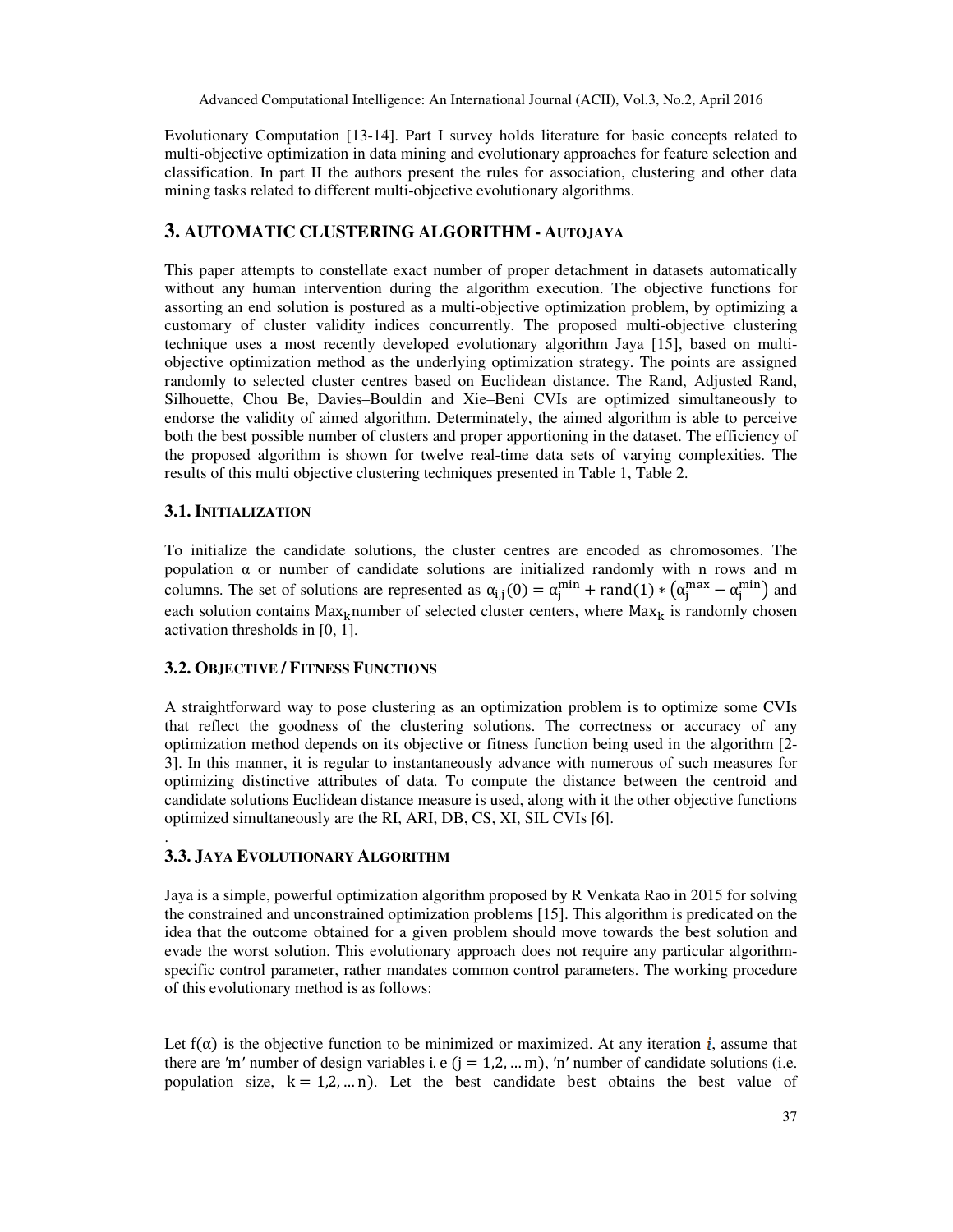Evolutionary Computation [13-14]. Part I survey holds literature for basic concepts related to multi-objective optimization in data mining and evolutionary approaches for feature selection and classification. In part II the authors present the rules for association, clustering and other data mining tasks related to different multi-objective evolutionary algorithms.

# 3. AUTOMATIC CLUSTERING ALGORITHM - AUTOJAYA

This paper attempts to constellate exact number of proper detachment in datasets automatically without any human intervention during the algorithm execution. The objective functions for assorting an end solution is postured as a multi-objective optimization problem, by optimizing a customary of cluster validity indices concurrently. The proposed multi-objective clustering technique uses a most recently developed evolutionary algorithm Jaya [15], based on multi-objective optimization method as the underlying optimization strategy. The points are assigned randomly to selected cluster centres based on Euclidean distance. The Rand, Adjusted Rand, Silhouette, Chou Be, Davies–Bouldin and Xie–Beni CVIs are optimized simultaneously to endorse the validity of aimed algorithm. Determinately, the aimed algorithm is able to perceive both the best possible number of clusters and proper apportioning in the dataset. The efficiency of the proposed algorithm is shown for twelve real-time data sets of varying complexities. The results of this multi objective clustering techniques presented in Table 1, Table 2.

## 3.1. INITIALIZATION

To initialize the candidate solutions, the cluster centres are encoded as chromosomes. The population $\alpha$ or number of candidate solutions are initialized randomly with n rows and m columns. The set of solutions are represented as $\alpha_{i,j}(0) = \alpha_j^{\min} + \mathrm{rand}(1) * (\alpha_j^{\max} - \alpha_j^{\min})$ and each solution contains $\mathrm{Max}_k$ number of selected cluster centers, where $\mathrm{Max}_k$ is randomly chosen activation thresholds in [0, 1].

## 3.2. OBJECTIVE / FITNESS FUNCTIONS

A straightforward way to pose clustering as an optimization problem is to optimize some CVIs that reflect the goodness of the clustering solutions. The correctness or accuracy of any optimization method depends on its objective or fitness function being used in the algorithm [2-3]. In this manner, it is regular to instantaneously advance with numerous of such measures for optimizing distinctive attributes of data. To compute the distance between the centroid and candidate solutions Euclidean distance measure is used, along with it the other objective functions optimized simultaneously are the RI, ARI, DB, CS, XI, SIL CVIs [6].

.

## 3.3. JAYA EVOLUTIONARY ALGORITHM

Jaya is a simple, powerful optimization algorithm proposed by R Venkata Rao in 2015 for solving the constrained and unconstrained optimization problems [15]. This algorithm is predicated on the idea that the outcome obtained for a given problem should move towards the best solution and evade the worst solution. This evolutionary approach does not require any particular algorithm-specific control parameter, rather mandates common control parameters. The working procedure of this evolutionary method is as follows:

Let $f(\alpha)$ is the objective function to be minimized or maximized. At any iteration $i$, assume that there are $'m'$ number of design variables i. e $(j = 1,2, \ldots m)$, $'n'$ number of candidate solutions (i.e. population size, $k = 1,2, \ldots n$). Let the best candidate best obtains the best value of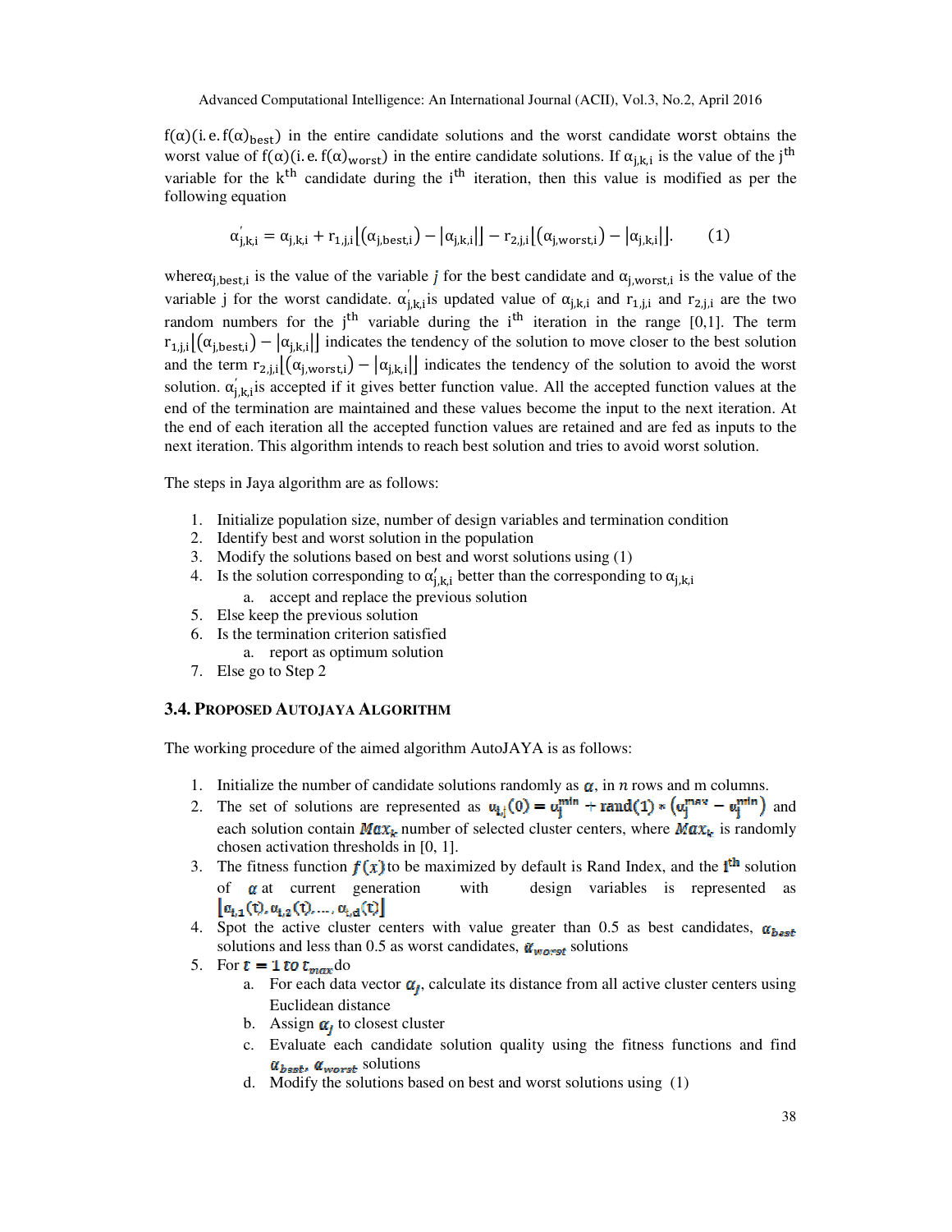$f(\alpha)(\text{i.e.} f(\alpha)_{best})$ in the entire candidate solutions and the worst candidate worst obtains the worst value of $f(\alpha)(\text{i.e.} f(\alpha)_{worst})$ in the entire candidate solutions. If $\alpha_{j,k,i}$ is the value of the $j^{th}$ variable for the $k^{th}$ candidate during the $i^{th}$ iteration, then this value is modified as per the following equation

$$\alpha'_{j,k,i} = \alpha_{j,k,i} + r_{1,j,i}\left|(\alpha_{j,best,i}) - |\alpha_{j,k,i}|\right| - r_{2,j,i}\left|(\alpha_{j,worst,i}) - |\alpha_{j,k,i}|\right|. \qquad (1)$$

where $\alpha_{j,best,i}$ is the value of the variable $j$ for the best candidate and $\alpha_{j,worst,i}$ is the value of the variable j for the worst candidate. $\alpha'_{j,k,i}$ is updated value of $\alpha_{j,k,i}$ and $r_{1,j,i}$ and $r_{2,j,i}$ are the two random numbers for the $j^{th}$ variable during the $i^{th}$ iteration in the range [0,1]. The term $r_{1,j,i}\left|(\alpha_{j,best,i}) - |\alpha_{j,k,i}|\right|$ indicates the tendency of the solution to move closer to the best solution and the term $r_{2,j,i}\left|(\alpha_{j,worst,i}) - |\alpha_{j,k,i}|\right|$ indicates the tendency of the solution to avoid the worst solution. $\alpha'_{j,k,i}$ is accepted if it gives better function value. All the accepted function values at the end of the termination are maintained and these values become the input to the next iteration. At the end of each iteration all the accepted function values are retained and are fed as inputs to the next iteration. This algorithm intends to reach best solution and tries to avoid worst solution.

The steps in Jaya algorithm are as follows:

1. Initialize population size, number of design variables and termination condition
2. Identify best and worst solution in the population
3. Modify the solutions based on best and worst solutions using (1)
4. Is the solution corresponding to $\alpha'_{j,k,i}$ better than the corresponding to $\alpha_{j,k,i}$
   a. accept and replace the previous solution
5. Else keep the previous solution
6. Is the termination criterion satisfied
   a. report as optimum solution
7. Else go to Step 2

### 3.4. Proposed AutoJaya Algorithm

The working procedure of the aimed algorithm AutoJAYA is as follows:

1. Initialize the number of candidate solutions randomly as $\alpha$, in $n$ rows and m columns.
2. The set of solutions are represented as $u_{i,j}(0) = u_j^{min} + \text{rand}(1) * (u_j^{max} - u_j^{min})$ and each solution contain $Max_k$ number of selected cluster centers, where $Max_k$ is randomly chosen activation thresholds in [0, 1].
3. The fitness function $f(x)$ to be maximized by default is Rand Index, and the $i^{th}$ solution of $\alpha$ at current generation with design variables is represented as $[\alpha_{i,1}(t), \alpha_{i,2}(t), \ldots, \alpha_{i,d}(t)]$
4. Spot the active cluster centers with value greater than 0.5 as best candidates, $\alpha_{best}$ solutions and less than 0.5 as worst candidates, $\alpha_{worst}$ solutions
5. For $t = 1 \text{ to } t_{max}$ do
   a. For each data vector $\alpha_j$, calculate its distance from all active cluster centers using Euclidean distance
   b. Assign $\alpha_j$ to closest cluster
   c. Evaluate each candidate solution quality using the fitness functions and find $\alpha_{best}$, $\alpha_{worst}$ solutions
   d. Modify the solutions based on best and worst solutions using (1)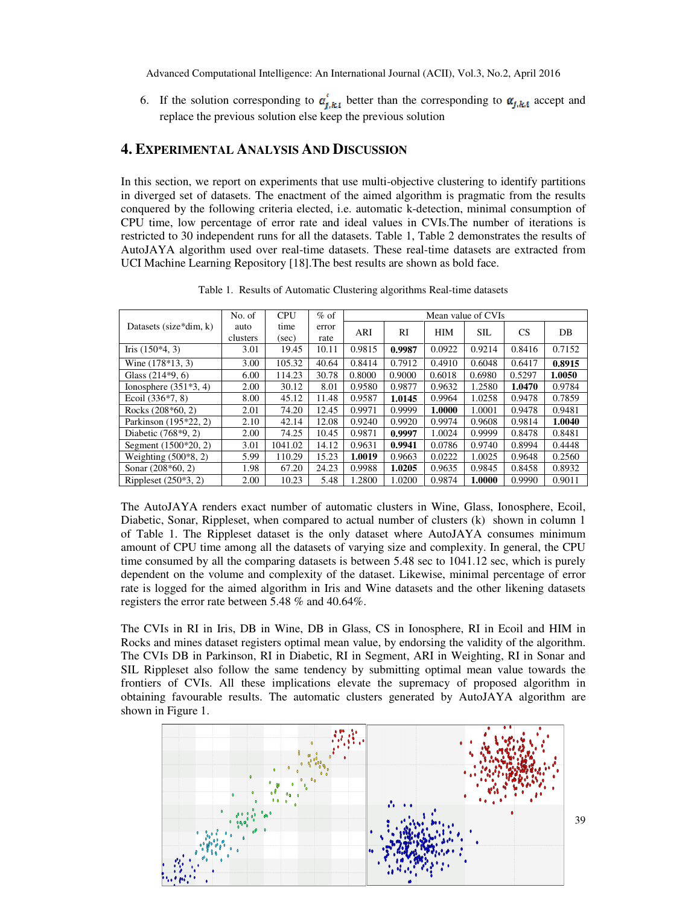6. If the solution corresponding to $\alpha^{'}_{j,k,t}$ better than the corresponding to $\alpha_{j,k,t}$ accept and replace the previous solution else keep the previous solution

## 4. Experimental Analysis And Discussion

In this section, we report on experiments that use multi-objective clustering to identify partitions in diverged set of datasets. The enactment of the aimed algorithm is pragmatic from the results conquered by the following criteria elected, i.e. automatic k-detection, minimal consumption of CPU time, low percentage of error rate and ideal values in CVIs.The number of iterations is restricted to 30 independent runs for all the datasets. Table 1, Table 2 demonstrates the results of AutoJAYA algorithm used over real-time datasets. These real-time datasets are extracted from UCI Machine Learning Repository [18].The best results are shown as bold face.

Table 1. Results of Automatic Clustering algorithms Real-time datasets

| Datasets (size*dim, k) | No. of auto clusters | CPU time (sec) | % of error rate | Mean value of CVIs | | | | | |
|---|---|---|---|---|---|---|---|---|---|
| | | | | ARI | RI | HIM | SIL | CS | DB |
| Iris (150*4, 3) | 3.01 | 19.45 | 10.11 | 0.9815 | **0.9987** | 0.0922 | 0.9214 | 0.8416 | 0.7152 |
| Wine (178*13, 3) | 3.00 | 105.32 | 40.64 | 0.8414 | 0.7912 | 0.4910 | 0.6048 | 0.6417 | **0.8915** |
| Glass (214*9, 6) | 6.00 | 114.23 | 30.78 | 0.8000 | 0.9000 | 0.6018 | 0.6980 | 0.5297 | **1.0050** |
| Ionosphere (351*3, 4) | 2.00 | 30.12 | 8.01 | 0.9580 | 0.9877 | 0.9632 | 1.2580 | **1.0470** | 0.9784 |
| Ecoil (336*7, 8) | 8.00 | 45.12 | 11.48 | 0.9587 | **1.0145** | 0.9964 | 1.0258 | 0.9478 | 0.7859 |
| Rocks (208*60, 2) | 2.01 | 74.20 | 12.45 | 0.9971 | 0.9999 | **1.0000** | 1.0001 | 0.9478 | 0.9481 |
| Parkinson (195*22, 2) | 2.10 | 42.14 | 12.08 | 0.9240 | 0.9920 | 0.9974 | 0.9608 | 0.9814 | **1.0040** |
| Diabetic (768*9, 2) | 2.00 | 74.25 | 10.45 | 0.9871 | **0.9997** | 1.0024 | 0.9999 | 0.8478 | 0.8481 |
| Segment (1500*20, 2) | 3.01 | 1041.02 | 14.12 | 0.9631 | **0.9941** | 0.0786 | 0.9740 | 0.8994 | 0.4448 |
| Weighting (500*8, 2) | 5.99 | 110.29 | 15.23 | **1.0019** | 0.9663 | 0.0222 | 1.0025 | 0.9648 | 0.2560 |
| Sonar (208*60, 2) | 1.98 | 67.20 | 24.23 | 0.9988 | **1.0205** | 0.9635 | 0.9845 | 0.8458 | 0.8932 |
| Rippleset (250*3, 2) | 2.00 | 10.23 | 5.48 | 1.2800 | 1.0200 | 0.9874 | **1.0000** | 0.9990 | 0.9011 |

The AutoJAYA renders exact number of automatic clusters in Wine, Glass, Ionosphere, Ecoil, Diabetic, Sonar, Rippleset, when compared to actual number of clusters (k) shown in column 1 of Table 1. The Rippleset dataset is the only dataset where AutoJAYA consumes minimum amount of CPU time among all the datasets of varying size and complexity. In general, the CPU time consumed by all the comparing datasets is between 5.48 sec to 1041.12 sec, which is purely dependent on the volume and complexity of the dataset. Likewise, minimal percentage of error rate is logged for the aimed algorithm in Iris and Wine datasets and the other likening datasets registers the error rate between 5.48 % and 40.64%.

The CVIs in RI in Iris, DB in Wine, DB in Glass, CS in Ionosphere, RI in Ecoil and HIM in Rocks and mines dataset registers optimal mean value, by endorsing the validity of the algorithm. The CVIs DB in Parkinson, RI in Diabetic, RI in Segment, ARI in Weighting, RI in Sonar and SIL Rippleset also follow the same tendency by submitting optimal mean value towards the frontiers of CVIs. All these implications elevate the supremacy of proposed algorithm in obtaining favourable results. The automatic clusters generated by AutoJAYA algorithm are shown in Figure 1.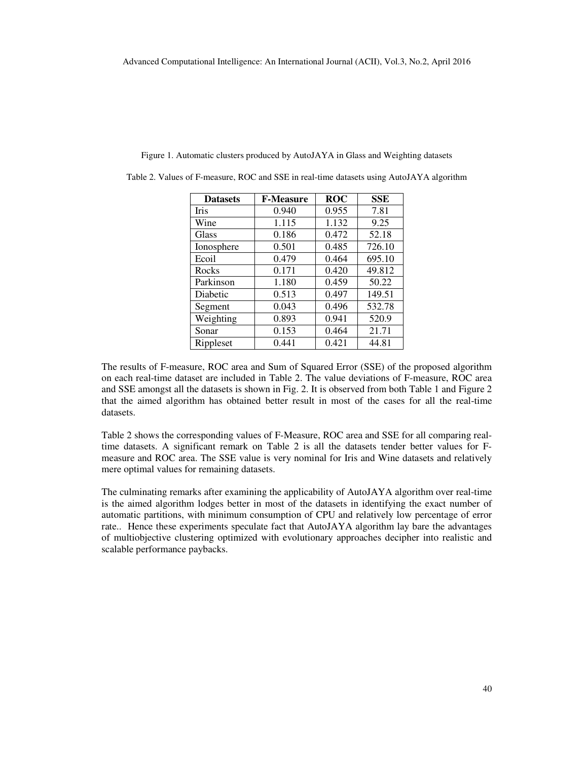Figure 1. Automatic clusters produced by AutoJAYA in Glass and Weighting datasets

Table 2. Values of F-measure, ROC and SSE in real-time datasets using AutoJAYA algorithm

| Datasets | F-Measure | ROC | SSE |
|---|---|---|---|
| Iris | 0.940 | 0.955 | 7.81 |
| Wine | 1.115 | 1.132 | 9.25 |
| Glass | 0.186 | 0.472 | 52.18 |
| Ionosphere | 0.501 | 0.485 | 726.10 |
| Ecoil | 0.479 | 0.464 | 695.10 |
| Rocks | 0.171 | 0.420 | 49.812 |
| Parkinson | 1.180 | 0.459 | 50.22 |
| Diabetic | 0.513 | 0.497 | 149.51 |
| Segment | 0.043 | 0.496 | 532.78 |
| Weighting | 0.893 | 0.941 | 520.9 |
| Sonar | 0.153 | 0.464 | 21.71 |
| Rippleset | 0.441 | 0.421 | 44.81 |

The results of F-measure, ROC area and Sum of Squared Error (SSE) of the proposed algorithm on each real-time dataset are included in Table 2. The value deviations of F-measure, ROC area and SSE amongst all the datasets is shown in Fig. 2. It is observed from both Table 1 and Figure 2 that the aimed algorithm has obtained better result in most of the cases for all the real-time datasets.

Table 2 shows the corresponding values of F-Measure, ROC area and SSE for all comparing real-time datasets. A significant remark on Table 2 is all the datasets tender better values for F-measure and ROC area. The SSE value is very nominal for Iris and Wine datasets and relatively mere optimal values for remaining datasets.

The culminating remarks after examining the applicability of AutoJAYA algorithm over real-time is the aimed algorithm lodges better in most of the datasets in identifying the exact number of automatic partitions, with minimum consumption of CPU and relatively low percentage of error rate.. Hence these experiments speculate fact that AutoJAYA algorithm lay bare the advantages of multiobjective clustering optimized with evolutionary approaches decipher into realistic and scalable performance paybacks.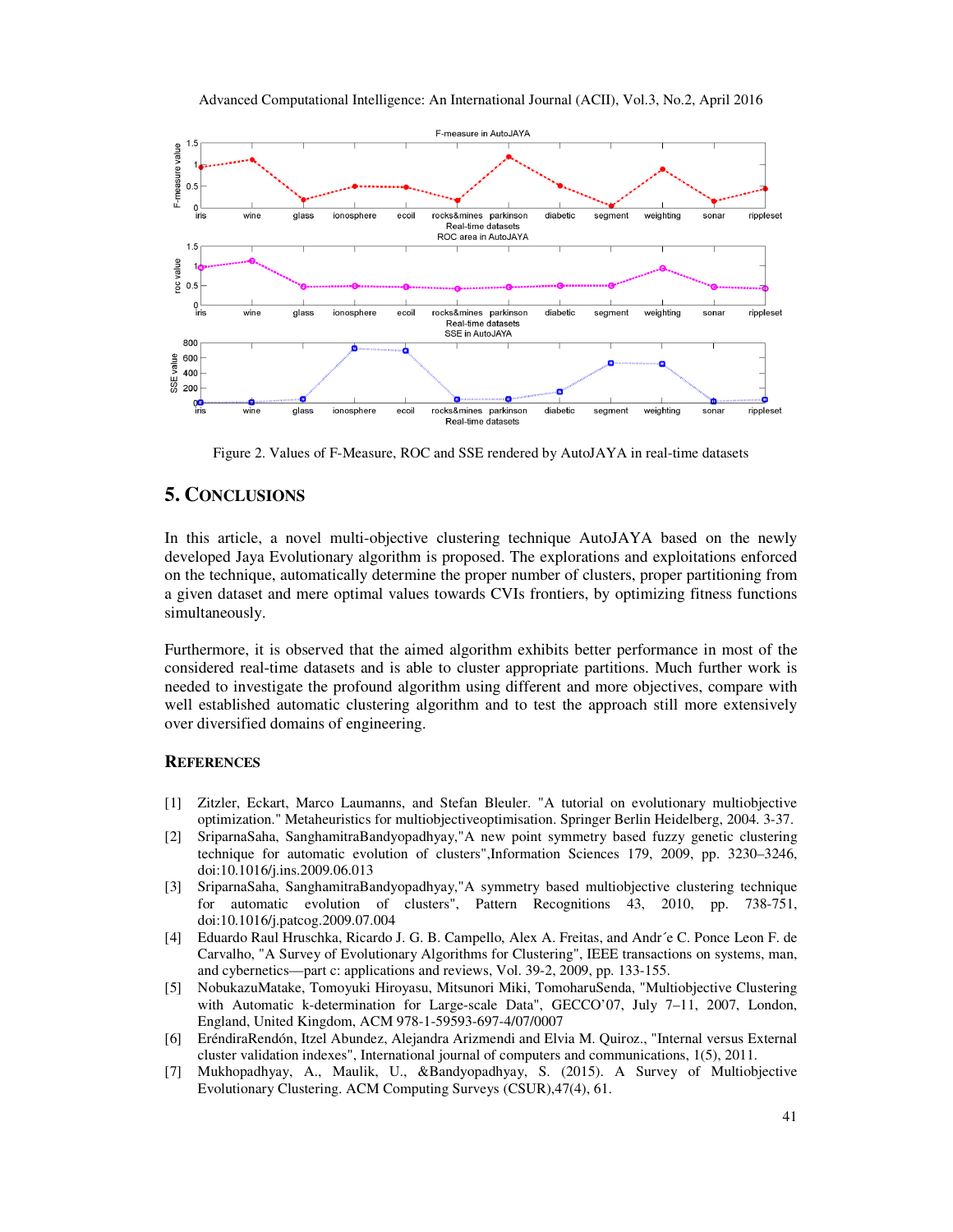Figure 2. Values of F-Measure, ROC and SSE rendered by AutoJAYA in real-time datasets

## 5. Conclusions

In this article, a novel multi-objective clustering technique AutoJAYA based on the newly developed Jaya Evolutionary algorithm is proposed. The explorations and exploitations enforced on the technique, automatically determine the proper number of clusters, proper partitioning from a given dataset and mere optimal values towards CVIs frontiers, by optimizing fitness functions simultaneously.

Furthermore, it is observed that the aimed algorithm exhibits better performance in most of the considered real-time datasets and is able to cluster appropriate partitions. Much further work is needed to investigate the profound algorithm using different and more objectives, compare with well established automatic clustering algorithm and to test the approach still more extensively over diversified domains of engineering.

## References

[1] Zitzler, Eckart, Marco Laumanns, and Stefan Bleuler. "A tutorial on evolutionary multiobjective optimization." Metaheuristics for multiobjectiveoptimisation. Springer Berlin Heidelberg, 2004. 3-37.

[2] SriparnaSaha, SanghamitraBandyopadhyay,"A new point symmetry based fuzzy genetic clustering technique for automatic evolution of clusters",Information Sciences 179, 2009, pp. 3230–3246, doi:10.1016/j.ins.2009.06.013

[3] SriparnaSaha, SanghamitraBandyopadhyay,"A symmetry based multiobjective clustering technique for automatic evolution of clusters", Pattern Recognitions 43, 2010, pp. 738-751, doi:10.1016/j.patcog.2009.07.004

[4] Eduardo Raul Hruschka, Ricardo J. G. B. Campello, Alex A. Freitas, and Andr´e C. Ponce Leon F. de Carvalho, "A Survey of Evolutionary Algorithms for Clustering", IEEE transactions on systems, man, and cybernetics—part c: applications and reviews, Vol. 39-2, 2009, pp. 133-155.

[5] NobukazuMatake, Tomoyuki Hiroyasu, Mitsunori Miki, TomoharuSenda, "Multiobjective Clustering with Automatic k-determination for Large-scale Data", GECCO'07, July 7–11, 2007, London, England, United Kingdom, ACM 978-1-59593-697-4/07/0007

[6] EréndiraRendón, Itzel Abundez, Alejandra Arizmendi and Elvia M. Quiroz., "Internal versus External cluster validation indexes", International journal of computers and communications, 1(5), 2011.

[7] Mukhopadhyay, A., Maulik, U., &Bandyopadhyay, S. (2015). A Survey of Multiobjective Evolutionary Clustering. ACM Computing Surveys (CSUR),47(4), 61.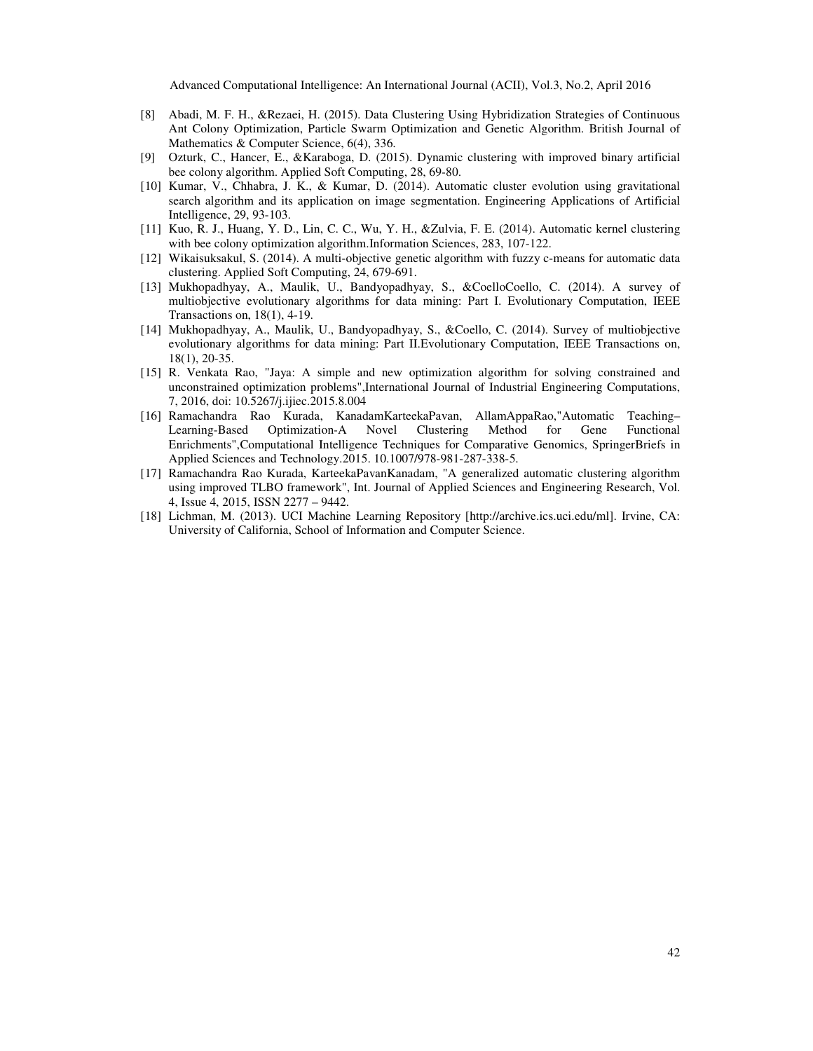[8] Abadi, M. F. H., &Rezaei, H. (2015). Data Clustering Using Hybridization Strategies of Continuous Ant Colony Optimization, Particle Swarm Optimization and Genetic Algorithm. British Journal of Mathematics & Computer Science, 6(4), 336.

[9] Ozturk, C., Hancer, E., &Karaboga, D. (2015). Dynamic clustering with improved binary artificial bee colony algorithm. Applied Soft Computing, 28, 69-80.

[10] Kumar, V., Chhabra, J. K., & Kumar, D. (2014). Automatic cluster evolution using gravitational search algorithm and its application on image segmentation. Engineering Applications of Artificial Intelligence, 29, 93-103.

[11] Kuo, R. J., Huang, Y. D., Lin, C. C., Wu, Y. H., &Zulvia, F. E. (2014). Automatic kernel clustering with bee colony optimization algorithm.Information Sciences, 283, 107-122.

[12] Wikaisuksakul, S. (2014). A multi-objective genetic algorithm with fuzzy c-means for automatic data clustering. Applied Soft Computing, 24, 679-691.

[13] Mukhopadhyay, A., Maulik, U., Bandyopadhyay, S., &CoelloCoello, C. (2014). A survey of multiobjective evolutionary algorithms for data mining: Part I. Evolutionary Computation, IEEE Transactions on, 18(1), 4-19.

[14] Mukhopadhyay, A., Maulik, U., Bandyopadhyay, S., &Coello, C. (2014). Survey of multiobjective evolutionary algorithms for data mining: Part II.Evolutionary Computation, IEEE Transactions on, 18(1), 20-35.

[15] R. Venkata Rao, "Jaya: A simple and new optimization algorithm for solving constrained and unconstrained optimization problems",International Journal of Industrial Engineering Computations, 7, 2016, doi: 10.5267/j.ijiec.2015.8.004

[16] Ramachandra Rao Kurada, KanadamKarteekaPavan, AllamAppaRao,"Automatic Teaching–Learning-Based Optimization-A Novel Clustering Method for Gene Functional Enrichments",Computational Intelligence Techniques for Comparative Genomics, SpringerBriefs in Applied Sciences and Technology.2015. 10.1007/978-981-287-338-5.

[17] Ramachandra Rao Kurada, KarteekaPavanKanadam, "A generalized automatic clustering algorithm using improved TLBO framework", Int. Journal of Applied Sciences and Engineering Research, Vol. 4, Issue 4, 2015, ISSN 2277 – 9442.

[18] Lichman, M. (2013). UCI Machine Learning Repository [http://archive.ics.uci.edu/ml]. Irvine, CA: University of California, School of Information and Computer Science.